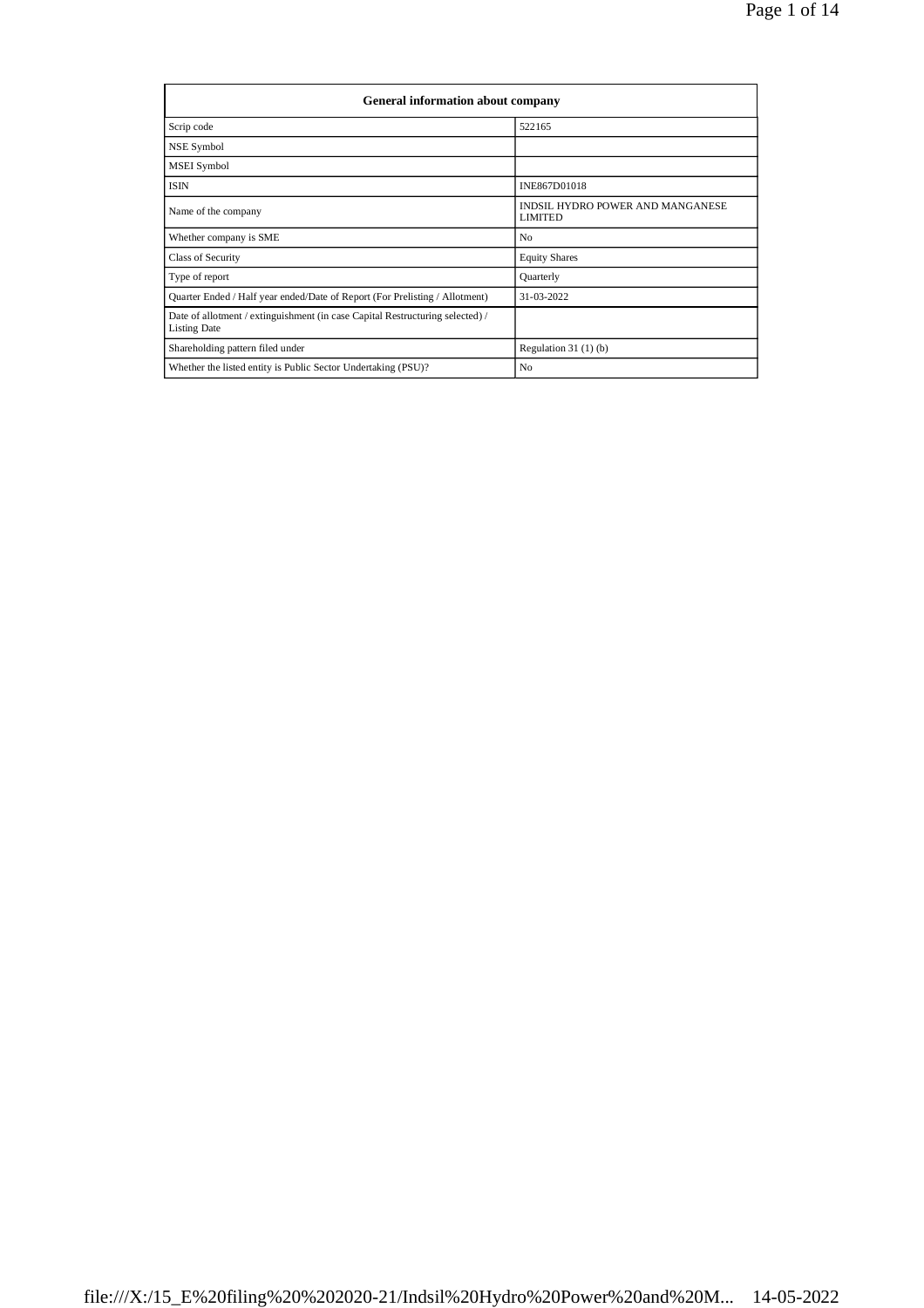| General information about company | |
|---|---|
| Scrip code | 522165 |
| NSE Symbol | |
| MSEI Symbol | |
| ISIN | INE867D01018 |
| Name of the company | INDSIL HYDRO POWER AND MANGANESE LIMITED |
| Whether company is SME | No |
| Class of Security | Equity Shares |
| Type of report | Quarterly |
| Quarter Ended / Half year ended/Date of Report (For Prelisting / Allotment) | 31-03-2022 |
| Date of allotment / extinguishment (in case Capital Restructuring selected) / Listing Date | |
| Shareholding pattern filed under | Regulation 31 (1) (b) |
| Whether the listed entity is Public Sector Undertaking (PSU)? | No |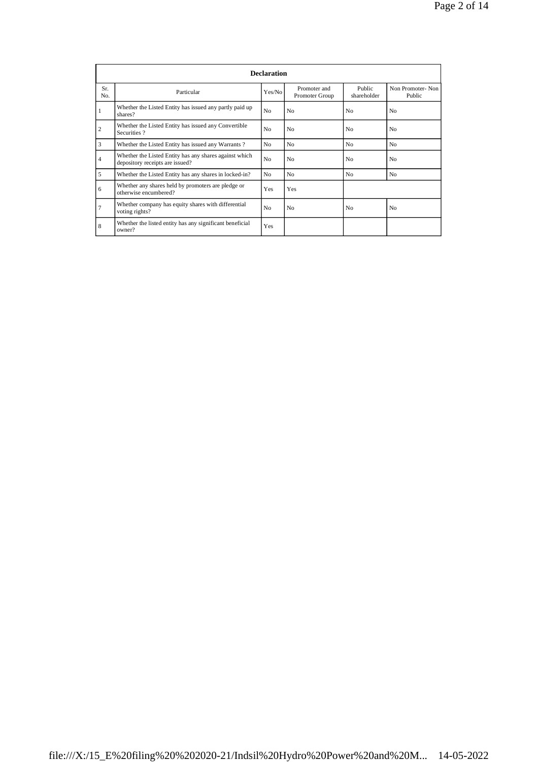| Declaration | | | | | |
|---|---|---|---|---|---|
| Sr. No. | Particular | Yes/No | Promoter and Promoter Group | Public shareholder | Non Promoter- Non Public |
| 1 | Whether the Listed Entity has issued any partly paid up shares? | No | No | No | No |
| 2 | Whether the Listed Entity has issued any Convertible Securities ? | No | No | No | No |
| 3 | Whether the Listed Entity has issued any Warrants ? | No | No | No | No |
| 4 | Whether the Listed Entity has any shares against which depository receipts are issued? | No | No | No | No |
| 5 | Whether the Listed Entity has any shares in locked-in? | No | No | No | No |
| 6 | Whether any shares held by promoters are pledge or otherwise encumbered? | Yes | Yes | | |
| 7 | Whether company has equity shares with differential voting rights? | No | No | No | No |
| 8 | Whether the listed entity has any significant beneficial owner? | Yes | | | |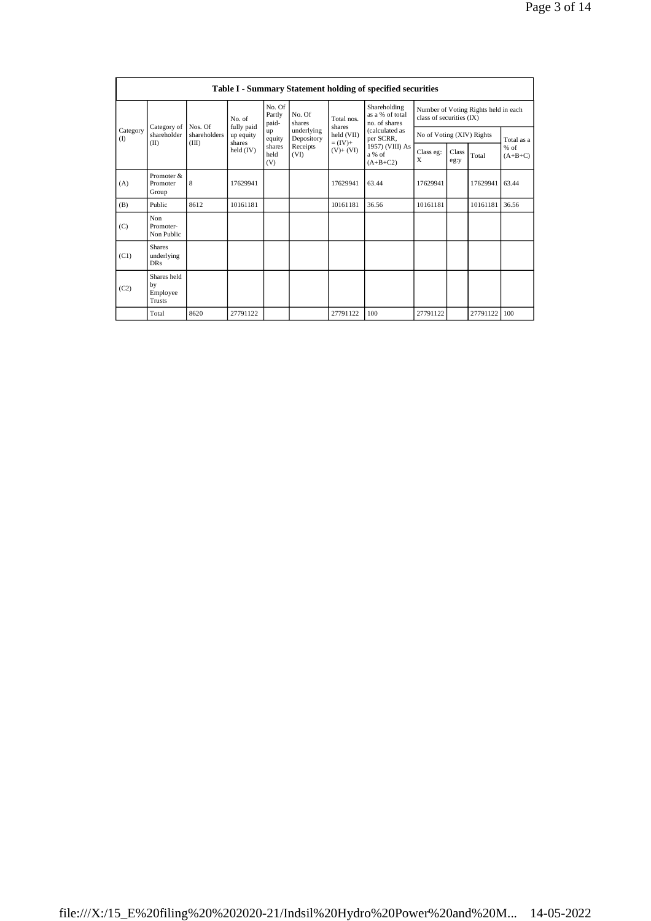## Table I - Summary Statement holding of specified securities

| Category (I) | Category of shareholder (II) | Nos. Of shareholders (III) | No. of fully paid up equity shares held (IV) | No. Of Partly paid-up equity shares held (V) | No. Of shares underlying Depository Receipts (VI) | Total nos. shares held (VII) = (IV)+ (V)+ (VI) | Shareholding as a % of total no. of shares (calculated as per SCRR, 1957) (VIII) As a % of (A+B+C2) | Number of Voting Rights held in each class of securities (IX) | | | |
|---|---|---|---|---|---|---|---|---|---|---|---|
| | | | | | | | | No of Voting (XIV) Rights | | | Total as a % of (A+B+C) |
| | | | | | | | | Class eg: X | Class eg:y | Total | |
| (A) | Promoter & Promoter Group | 8 | 17629941 | | | 17629941 | 63.44 | 17629941 | | 17629941 | 63.44 |
| (B) | Public | 8612 | 10161181 | | | 10161181 | 36.56 | 10161181 | | 10161181 | 36.56 |
| (C) | Non Promoter- Non Public | | | | | | | | | | |
| (C1) | Shares underlying DRs | | | | | | | | | | |
| (C2) | Shares held by Employee Trusts | | | | | | | | | | |
| | Total | 8620 | 27791122 | | | 27791122 | 100 | 27791122 | | 27791122 | 100 |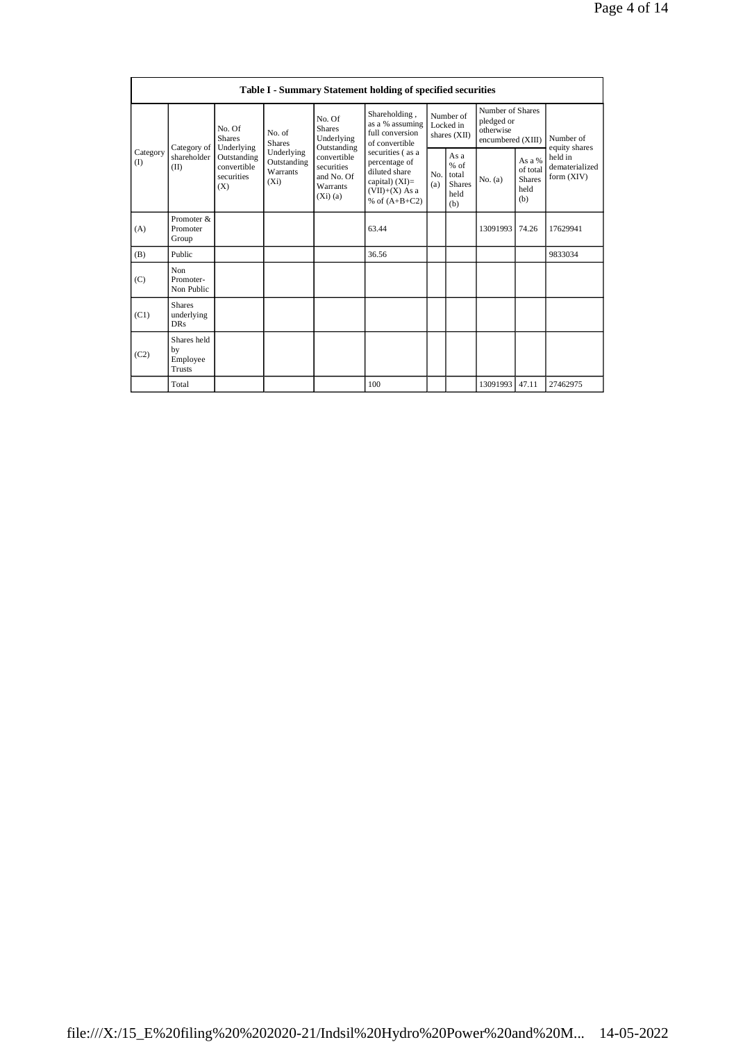## Table I - Summary Statement holding of specified securities

| Category (I) | Category of shareholder (II) | No. Of Shares Underlying Outstanding convertible securities (X) | No. of Shares Underlying Outstanding Warrants (Xi) | No. Of Shares Underlying Outstanding convertible securities and No. Of Warrants (Xi) (a) | Shareholding , as a % assuming full conversion of convertible securities ( as a percentage of diluted share capital) (XI)= (VII)+(X) As a % of (A+B+C2) | Number of Locked in shares (XII) | | Number of Shares pledged or otherwise encumbered (XIII) | | Number of equity shares held in dematerialized form (XIV) |
|---|---|---|---|---|---|---|---|---|---|---|
| | | | | | | No. (a) | As a % of total Shares held (b) | No. (a) | As a % of total Shares held (b) | |
| (A) | Promoter & Promoter Group | | | | 63.44 | | | 13091993 | 74.26 | 17629941 |
| (B) | Public | | | | 36.56 | | | | | 9833034 |
| (C) | Non Promoter- Non Public | | | | | | | | | |
| (C1) | Shares underlying DRs | | | | | | | | | |
| (C2) | Shares held by Employee Trusts | | | | | | | | | |
| | Total | | | | 100 | | | 13091993 | 47.11 | 27462975 |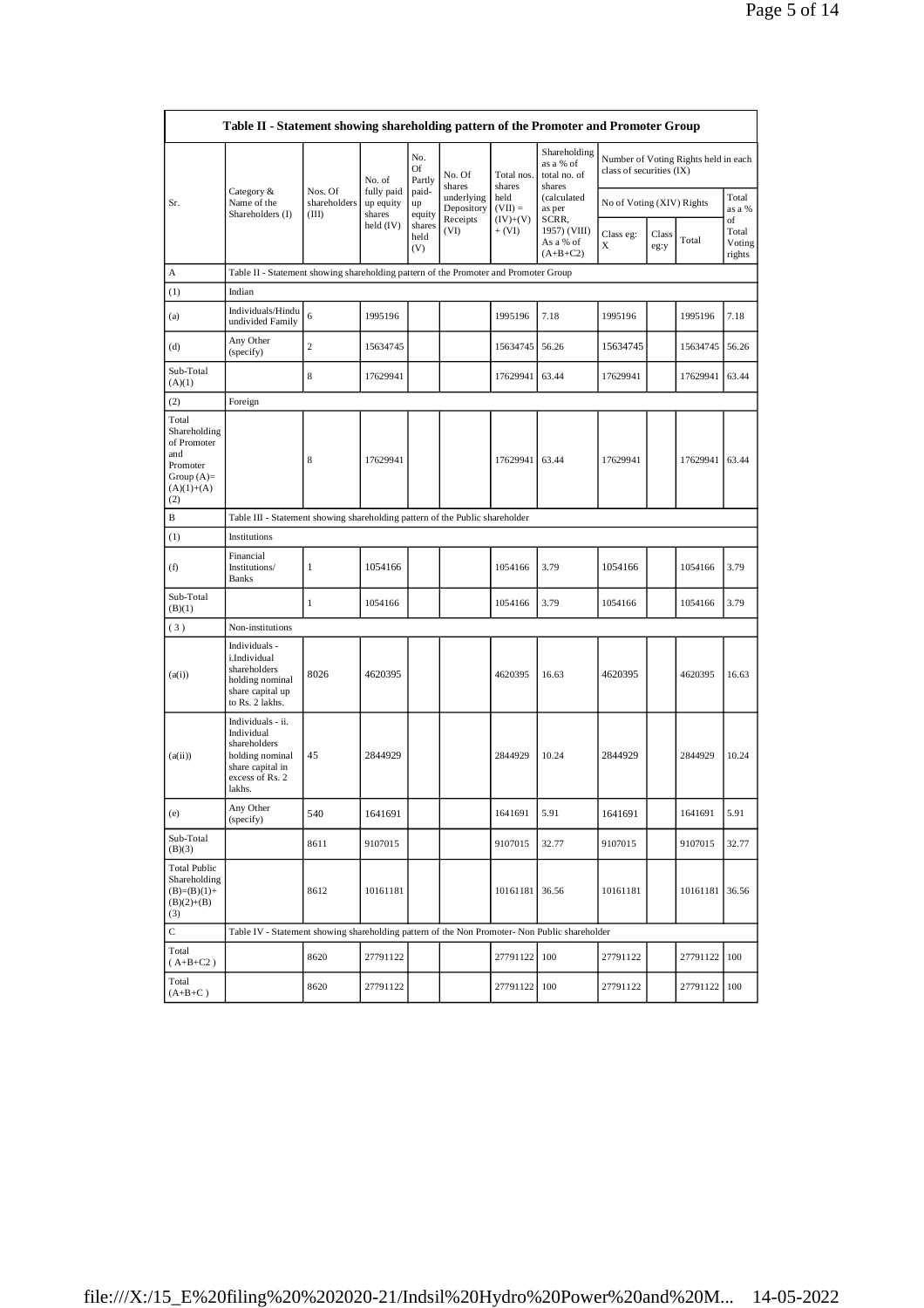| Table II - Statement showing shareholding pattern of the Promoter and Promoter Group | | | | | | | | | | | | |
|---|---|---|---|---|---|---|---|---|---|---|---|---|
| Sr. | Category & Name of the Shareholders (I) | Nos. Of shareholders (III) | No. of fully paid up equity shares held (IV) | No. Of Partly paid-up equity shares held (V) | No. Of shares underlying Depository Receipts (VI) | Total nos. shares held (VII) = (IV)+(V)+ (VI) | Shareholding as a % of total no. of shares (calculated as per SCRR, 1957) (VIII) As a % of (A+B+C2) | Number of Voting Rights held in each class of securities (IX) | | | |
| | | | | | | | | No of Voting (XIV) Rights | | | Total as a % of Total Voting rights |
| | | | | | | | | Class eg: X | Class eg:y | Total | |
| A | Table II - Statement showing shareholding pattern of the Promoter and Promoter Group | | | | | | | | | | |
| (1) | Indian | | | | | | | | | | |
| (a) | Individuals/Hindu undivided Family | 6 | 1995196 | | | 1995196 | 7.18 | 1995196 | | 1995196 | 7.18 |
| (d) | Any Other (specify) | 2 | 15634745 | | | 15634745 | 56.26 | 15634745 | | 15634745 | 56.26 |
| Sub-Total (A)(1) | | 8 | 17629941 | | | 17629941 | 63.44 | 17629941 | | 17629941 | 63.44 |
| (2) | Foreign | | | | | | | | | | |
| Total Shareholding of Promoter and Promoter Group (A)= (A)(1)+(A)(2) | | 8 | 17629941 | | | 17629941 | 63.44 | 17629941 | | 17629941 | 63.44 |
| B | Table III - Statement showing shareholding pattern of the Public shareholder | | | | | | | | | | |
| (1) | Institutions | | | | | | | | | | |
| (f) | Financial Institutions/ Banks | 1 | 1054166 | | | 1054166 | 3.79 | 1054166 | | 1054166 | 3.79 |
| Sub-Total (B)(1) | | 1 | 1054166 | | | 1054166 | 3.79 | 1054166 | | 1054166 | 3.79 |
| (3) | Non-institutions | | | | | | | | | | |
| (a(i)) | Individuals - i.Individual shareholders holding nominal share capital up to Rs. 2 lakhs. | 8026 | 4620395 | | | 4620395 | 16.63 | 4620395 | | 4620395 | 16.63 |
| (a(ii)) | Individuals - ii. Individual shareholders holding nominal share capital in excess of Rs. 2 lakhs. | 45 | 2844929 | | | 2844929 | 10.24 | 2844929 | | 2844929 | 10.24 |
| (e) | Any Other (specify) | 540 | 1641691 | | | 1641691 | 5.91 | 1641691 | | 1641691 | 5.91 |
| Sub-Total (B)(3) | | 8611 | 9107015 | | | 9107015 | 32.77 | 9107015 | | 9107015 | 32.77 |
| Total Public Shareholding (B)=(B)(1)+(B)(2)+(B)(3) | | 8612 | 10161181 | | | 10161181 | 36.56 | 10161181 | | 10161181 | 36.56 |
| C | Table IV - Statement showing shareholding pattern of the Non Promoter- Non Public shareholder | | | | | | | | | | |
| Total ( A+B+C2 ) | | 8620 | 27791122 | | | 27791122 | 100 | 27791122 | | 27791122 | 100 |
| Total (A+B+C ) | | 8620 | 27791122 | | | 27791122 | 100 | 27791122 | | 27791122 | 100 |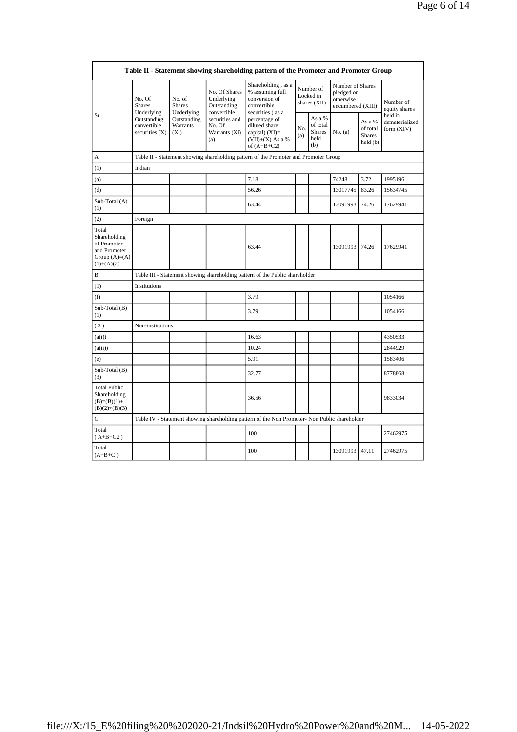| Table II - Statement showing shareholding pattern of the Promoter and Promoter Group | | | | | | | | | |
|---|---|---|---|---|---|---|---|---|---|
| Sr. | No. Of Shares Underlying Outstanding convertible securities (X) | No. of Shares Underlying Outstanding Warrants (Xi) | No. Of Shares Underlying Outstanding convertible securities and No. Of Warrants (Xi) (a) | Shareholding , as a % assuming full conversion of convertible securities ( as a percentage of diluted share capital) (XI)= (VII)+(X) As a % of (A+B+C2) | Number of Locked in shares (XII) | | Number of Shares pledged or otherwise encumbered (XIII) | | Number of equity shares held in dematerialized form (XIV) |
| | | | | | No. (a) | As a % of total Shares held (b) | No. (a) | As a % of total Shares held (b) | |
| A | Table II - Statement showing shareholding pattern of the Promoter and Promoter Group | | | | | | | | |
| (1) | Indian | | | | | | | | |
| (a) | | | | 7.18 | | | 74248 | 3.72 | 1995196 |
| (d) | | | | 56.26 | | | 13017745 | 83.26 | 15634745 |
| Sub-Total (A) (1) | | | | 63.44 | | | 13091993 | 74.26 | 17629941 |
| (2) | Foreign | | | | | | | | |
| Total Shareholding of Promoter and Promoter Group (A)=(A)(1)+(A)(2) | | | | 63.44 | | | 13091993 | 74.26 | 17629941 |
| B | Table III - Statement showing shareholding pattern of the Public shareholder | | | | | | | | |
| (1) | Institutions | | | | | | | | |
| (f) | | | | 3.79 | | | | | 1054166 |
| Sub-Total (B) (1) | | | | 3.79 | | | | | 1054166 |
| ( 3 ) | Non-institutions | | | | | | | | |
| (a(i)) | | | | 16.63 | | | | | 4350533 |
| (a(ii)) | | | | 10.24 | | | | | 2844929 |
| (e) | | | | 5.91 | | | | | 1583406 |
| Sub-Total (B) (3) | | | | 32.77 | | | | | 8778868 |
| Total Public Shareholding (B)=(B)(1)+(B)(2)+(B)(3) | | | | 36.56 | | | | | 9833034 |
| C | Table IV - Statement showing shareholding pattern of the Non Promoter- Non Public shareholder | | | | | | | | |
| Total ( A+B+C2 ) | | | | 100 | | | | | 27462975 |
| Total (A+B+C ) | | | | 100 | | | 13091993 | 47.11 | 27462975 |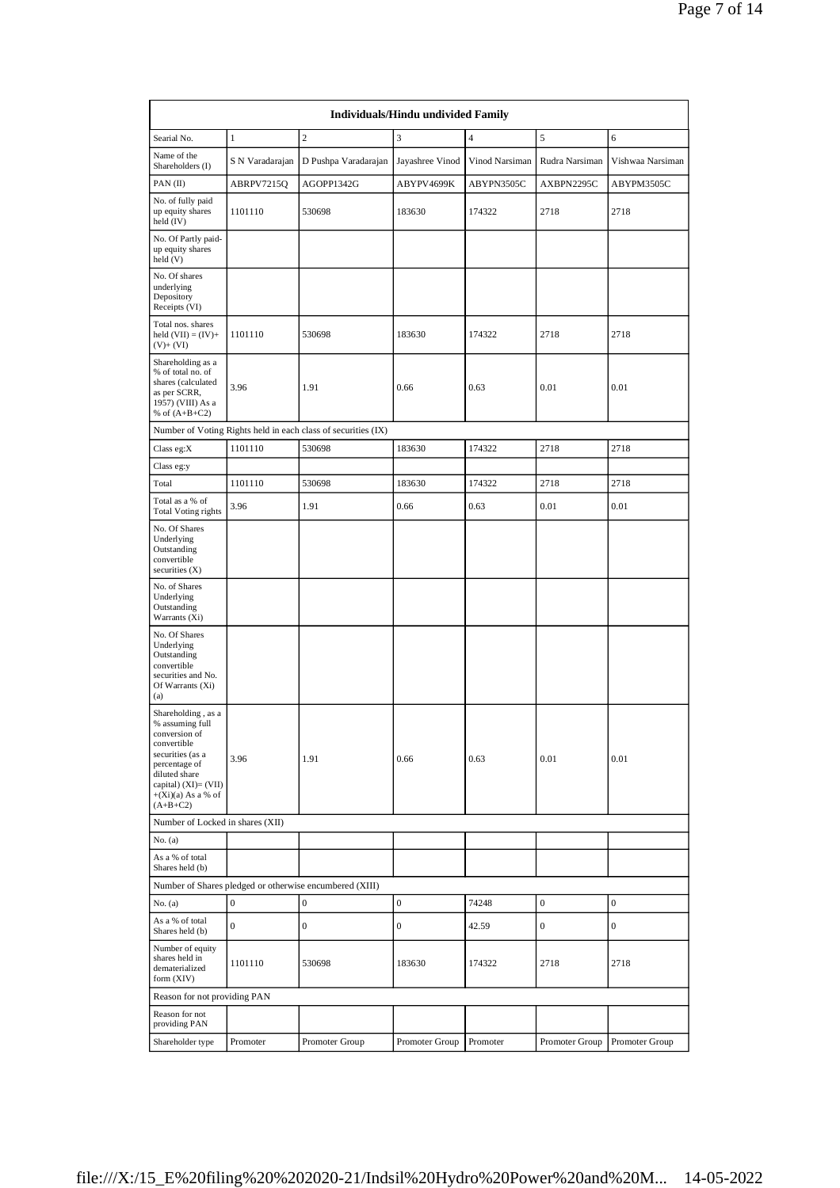| Individuals/Hindu undivided Family | | | | | | |
|---|---|---|---|---|---|---|
| Searial No. | 1 | 2 | 3 | 4 | 5 | 6 |
| Name of the Shareholders (I) | S N Varadarajan | D Pushpa Varadarajan | Jayashree Vinod | Vinod Narsiman | Rudra Narsiman | Vishwaa Narsiman |
| PAN (II) | ABRPV7215Q | AGOPP1342G | ABYPV4699K | ABYPN3505C | AXBPN2295C | ABYPM3505C |
| No. of fully paid up equity shares held (IV) | 1101110 | 530698 | 183630 | 174322 | 2718 | 2718 |
| No. Of Partly paid-up equity shares held (V) | | | | | | |
| No. Of shares underlying Depository Receipts (VI) | | | | | | |
| Total nos. shares held (VII) = (IV)+ (V)+ (VI) | 1101110 | 530698 | 183630 | 174322 | 2718 | 2718 |
| Shareholding as a % of total no. of shares (calculated as per SCRR, 1957) (VIII) As a % of (A+B+C2) | 3.96 | 1.91 | 0.66 | 0.63 | 0.01 | 0.01 |
| Number of Voting Rights held in each class of securities (IX) | | | | | | |
| Class eg:X | 1101110 | 530698 | 183630 | 174322 | 2718 | 2718 |
| Class eg:y | | | | | | |
| Total | 1101110 | 530698 | 183630 | 174322 | 2718 | 2718 |
| Total as a % of Total Voting rights | 3.96 | 1.91 | 0.66 | 0.63 | 0.01 | 0.01 |
| No. Of Shares Underlying Outstanding convertible securities (X) | | | | | | |
| No. of Shares Underlying Outstanding Warrants (Xi) | | | | | | |
| No. Of Shares Underlying Outstanding convertible securities and No. Of Warrants (Xi) (a) | | | | | | |
| Shareholding , as a % assuming full conversion of convertible securities (as a percentage of diluted share capital) (XI)= (VII) +(Xi)(a) As a % of (A+B+C2) | 3.96 | 1.91 | 0.66 | 0.63 | 0.01 | 0.01 |
| Number of Locked in shares (XII) | | | | | | |
| No. (a) | | | | | | |
| As a % of total Shares held (b) | | | | | | |
| Number of Shares pledged or otherwise encumbered (XIII) | | | | | | |
| No. (a) | 0 | 0 | 0 | 74248 | 0 | 0 |
| As a % of total Shares held (b) | 0 | 0 | 0 | 42.59 | 0 | 0 |
| Number of equity shares held in dematerialized form (XIV) | 1101110 | 530698 | 183630 | 174322 | 2718 | 2718 |
| Reason for not providing PAN | | | | | | |
| Reason for not providing PAN | | | | | | |
| Shareholder type | Promoter | Promoter Group | Promoter Group | Promoter | Promoter Group | Promoter Group |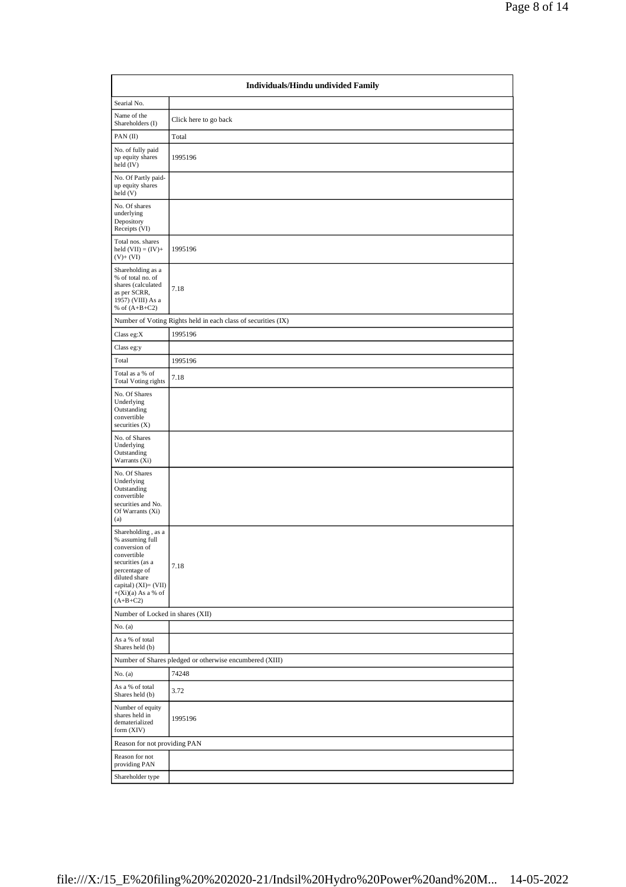| Individuals/Hindu undivided Family | |
|---|---|
| Searial No. | |
| Name of the Shareholders (I) | Click here to go back |
| PAN (II) | Total |
| No. of fully paid up equity shares held (IV) | 1995196 |
| No. Of Partly paid-up equity shares held (V) | |
| No. Of shares underlying Depository Receipts (VI) | |
| Total nos. shares held (VII) = (IV)+ (V)+ (VI) | 1995196 |
| Shareholding as a % of total no. of shares (calculated as per SCRR, 1957) (VIII) As a % of (A+B+C2) | 7.18 |
| Number of Voting Rights held in each class of securities (IX) | |
| Class eg:X | 1995196 |
| Class eg:y | |
| Total | 1995196 |
| Total as a % of Total Voting rights | 7.18 |
| No. Of Shares Underlying Outstanding convertible securities (X) | |
| No. of Shares Underlying Outstanding Warrants (Xi) | |
| No. Of Shares Underlying Outstanding convertible securities and No. Of Warrants (Xi) (a) | |
| Shareholding , as a % assuming full conversion of convertible securities (as a percentage of diluted share capital) (XI)= (VII)+(Xi)(a) As a % of (A+B+C2) | 7.18 |
| Number of Locked in shares (XII) | |
| No. (a) | |
| As a % of total Shares held (b) | |
| Number of Shares pledged or otherwise encumbered (XIII) | |
| No. (a) | 74248 |
| As a % of total Shares held (b) | 3.72 |
| Number of equity shares held in dematerialized form (XIV) | 1995196 |
| Reason for not providing PAN | |
| Reason for not providing PAN | |
| Shareholder type | |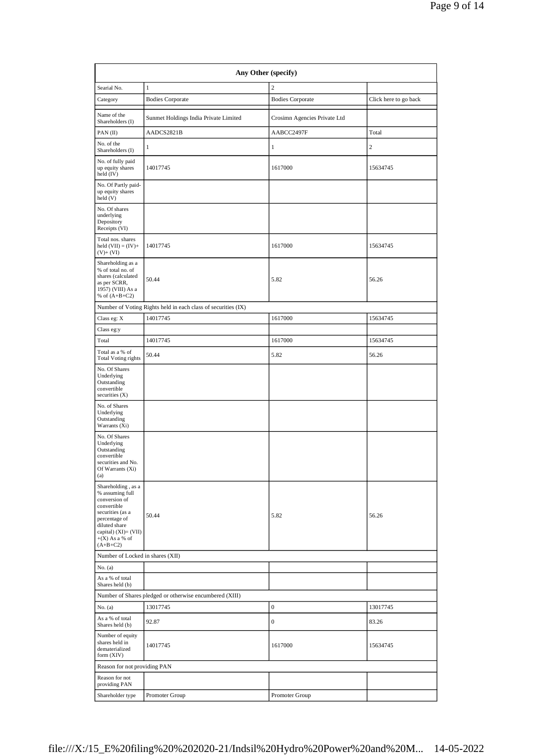| Any Other (specify) | | | |
|---|---|---|---|
| Searial No. | 1 | 2 | |
| Category | Bodies Corporate | Bodies Corporate | Click here to go back |
| Name of the Shareholders (I) | Sunmet Holdings India Private Limited | Crosimn Agencies Private Ltd | |
| PAN (II) | AADCS2821B | AABCC2497F | Total |
| No. of the Shareholders (I) | 1 | 1 | 2 |
| No. of fully paid up equity shares held (IV) | 14017745 | 1617000 | 15634745 |
| No. Of Partly paid-up equity shares held (V) | | | |
| No. Of shares underlying Depository Receipts (VI) | | | |
| Total nos. shares held (VII) = (IV)+ (V)+ (VI) | 14017745 | 1617000 | 15634745 |
| Shareholding as a % of total no. of shares (calculated as per SCRR, 1957) (VIII) As a % of (A+B+C2) | 50.44 | 5.82 | 56.26 |
| Number of Voting Rights held in each class of securities (IX) | | | |
| Class eg: X | 14017745 | 1617000 | 15634745 |
| Class eg:y | | | |
| Total | 14017745 | 1617000 | 15634745 |
| Total as a % of Total Voting rights | 50.44 | 5.82 | 56.26 |
| No. Of Shares Underlying Outstanding convertible securities (X) | | | |
| No. of Shares Underlying Outstanding Warrants (Xi) | | | |
| No. Of Shares Underlying Outstanding convertible securities and No. Of Warrants (Xi) (a) | | | |
| Shareholding , as a % assuming full conversion of convertible securities (as a percentage of diluted share capital) (XI)= (VII) +(X) As a % of (A+B+C2) | 50.44 | 5.82 | 56.26 |
| Number of Locked in shares (XII) | | | |
| No. (a) | | | |
| As a % of total Shares held (b) | | | |
| Number of Shares pledged or otherwise encumbered (XIII) | | | |
| No. (a) | 13017745 | 0 | 13017745 |
| As a % of total Shares held (b) | 92.87 | 0 | 83.26 |
| Number of equity shares held in dematerialized form (XIV) | 14017745 | 1617000 | 15634745 |
| Reason for not providing PAN | | | |
| Reason for not providing PAN | | | |
| Shareholder type | Promoter Group | Promoter Group | |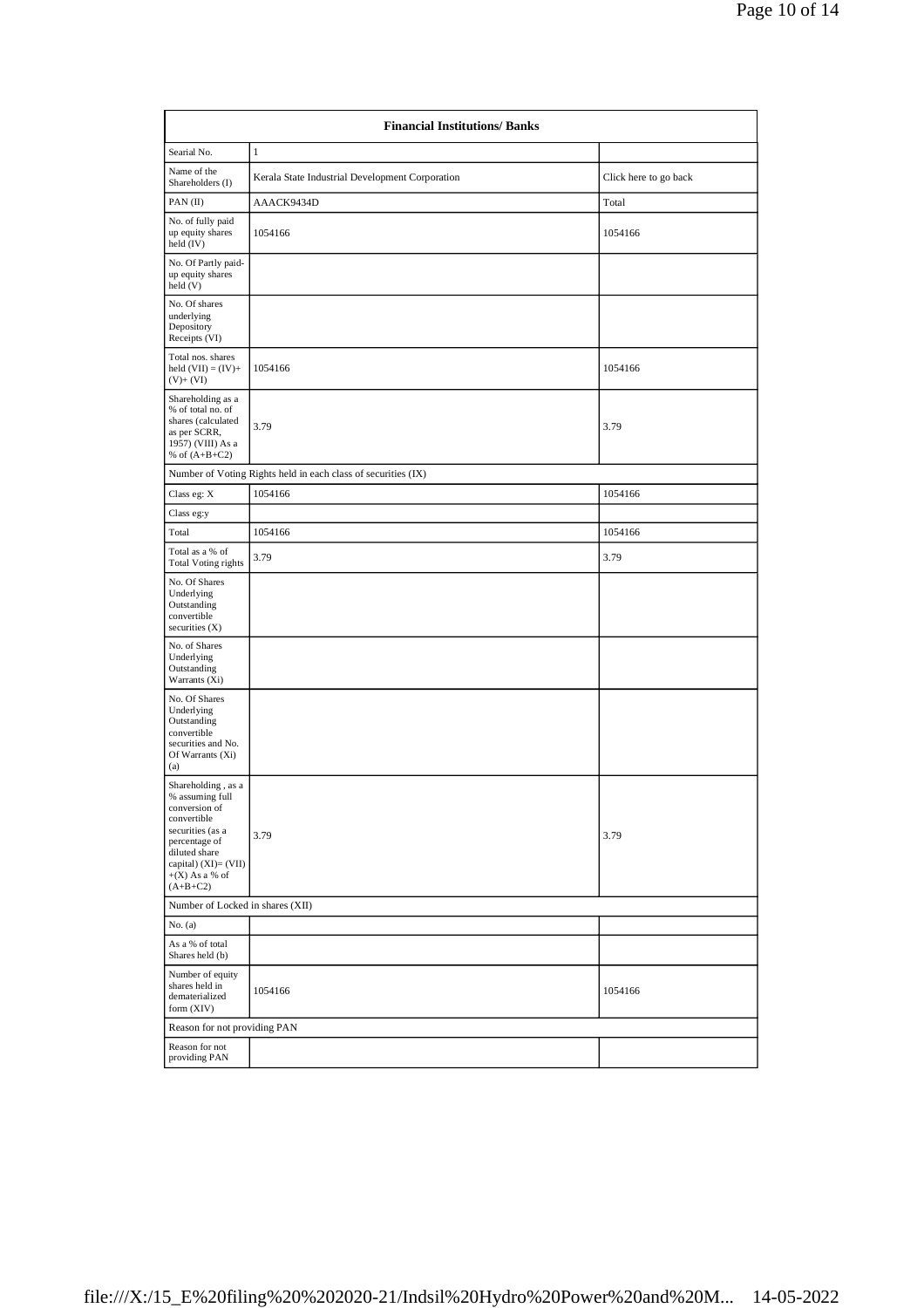| Financial Institutions/ Banks | | |
|---|---|---|
| Searial No. | 1 | |
| Name of the Shareholders (I) | Kerala State Industrial Development Corporation | Click here to go back |
| PAN (II) | AAACK9434D | Total |
| No. of fully paid up equity shares held (IV) | 1054166 | 1054166 |
| No. Of Partly paid-up equity shares held (V) | | |
| No. Of shares underlying Depository Receipts (VI) | | |
| Total nos. shares held (VII) = (IV)+ (V)+ (VI) | 1054166 | 1054166 |
| Shareholding as a % of total no. of shares (calculated as per SCRR, 1957) (VIII) As a % of (A+B+C2) | 3.79 | 3.79 |
| Number of Voting Rights held in each class of securities (IX) | | |
| Class eg: X | 1054166 | 1054166 |
| Class eg:y | | |
| Total | 1054166 | 1054166 |
| Total as a % of Total Voting rights | 3.79 | 3.79 |
| No. Of Shares Underlying Outstanding convertible securities (X) | | |
| No. of Shares Underlying Outstanding Warrants (Xi) | | |
| No. Of Shares Underlying Outstanding convertible securities and No. Of Warrants (Xi) (a) | | |
| Shareholding , as a % assuming full conversion of convertible securities (as a percentage of diluted share capital) (XI)= (VII) +(X) As a % of (A+B+C2) | 3.79 | 3.79 |
| Number of Locked in shares (XII) | | |
| No. (a) | | |
| As a % of total Shares held (b) | | |
| Number of equity shares held in dematerialized form (XIV) | 1054166 | 1054166 |
| Reason for not providing PAN | | |
| Reason for not providing PAN | | |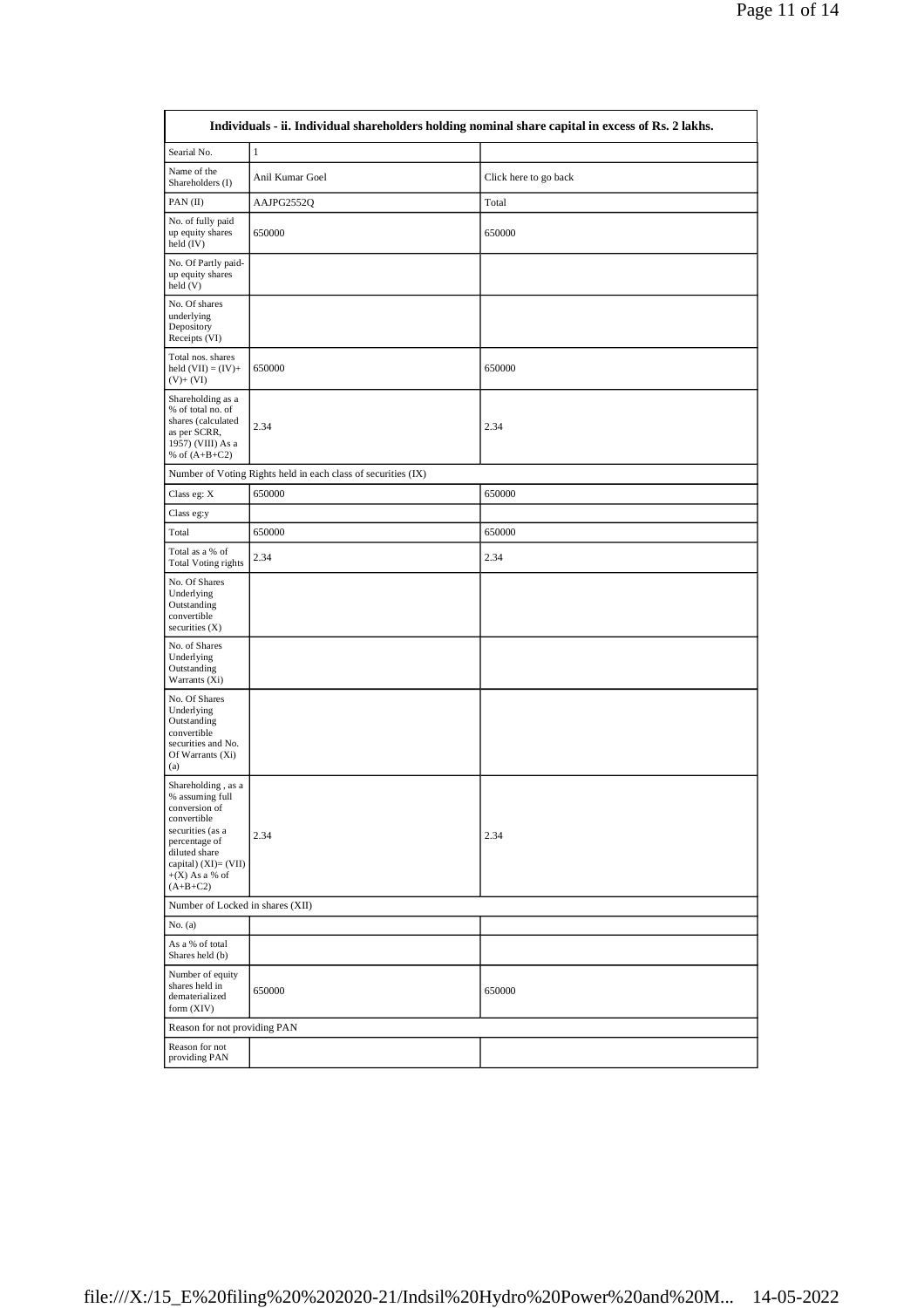| Individuals - ii. Individual shareholders holding nominal share capital in excess of Rs. 2 lakhs. | | |
|---|---|---|
| Searial No. | 1 | |
| Name of the Shareholders (I) | Anil Kumar Goel | Click here to go back |
| PAN (II) | AAJPG2552Q | Total |
| No. of fully paid up equity shares held (IV) | 650000 | 650000 |
| No. Of Partly paid-up equity shares held (V) | | |
| No. Of shares underlying Depository Receipts (VI) | | |
| Total nos. shares held (VII) = (IV)+(V)+ (VI) | 650000 | 650000 |
| Shareholding as a % of total no. of shares (calculated as per SCRR, 1957) (VIII) As a % of (A+B+C2) | 2.34 | 2.34 |
| Number of Voting Rights held in each class of securities (IX) | | |
| Class eg: X | 650000 | 650000 |
| Class eg:y | | |
| Total | 650000 | 650000 |
| Total as a % of Total Voting rights | 2.34 | 2.34 |
| No. Of Shares Underlying Outstanding convertible securities (X) | | |
| No. of Shares Underlying Outstanding Warrants (Xi) | | |
| No. Of Shares Underlying Outstanding convertible securities and No. Of Warrants (Xi) (a) | | |
| Shareholding , as a % assuming full conversion of convertible securities (as a percentage of diluted share capital) (XI)= (VII)+(X) As a % of (A+B+C2) | 2.34 | 2.34 |
| Number of Locked in shares (XII) | | |
| No. (a) | | |
| As a % of total Shares held (b) | | |
| Number of equity shares held in dematerialized form (XIV) | 650000 | 650000 |
| Reason for not providing PAN | | |
| Reason for not providing PAN | | |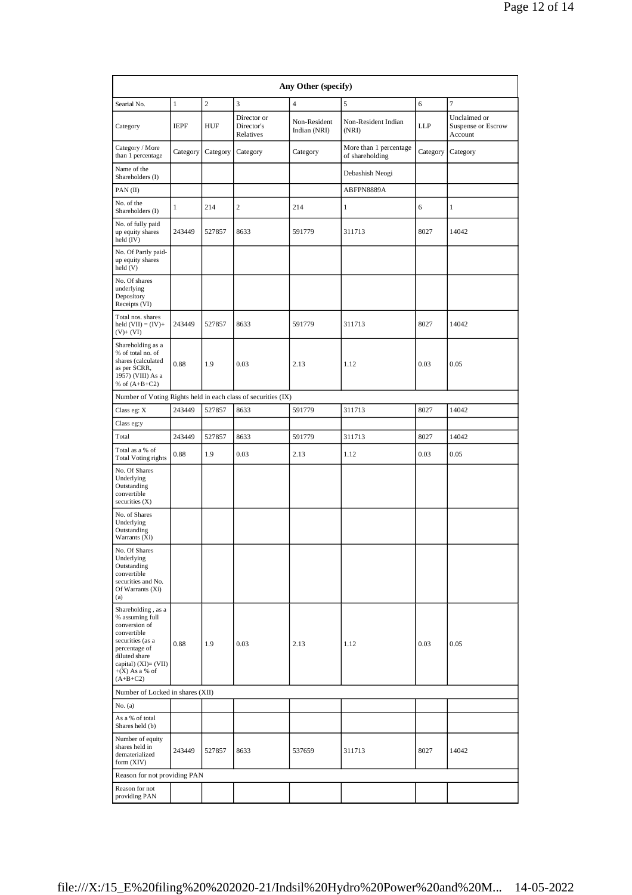| Any Other (specify) | | | | | | | |
|---|---|---|---|---|---|---|---|
| Searial No. | 1 | 2 | 3 | 4 | 5 | 6 | 7 |
| Category | IEPF | HUF | Director or Director's Relatives | Non-Resident Indian (NRI) | Non-Resident Indian (NRI) | LLP | Unclaimed or Suspense or Escrow Account |
| Category / More than 1 percentage | Category | Category | Category | Category | More than 1 percentage of shareholding | Category | Category |
| Name of the Shareholders (I) | | | | | Debashish Neogi | | |
| PAN (II) | | | | | ABFPN8889A | | |
| No. of the Shareholders (I) | 1 | 214 | 2 | 214 | 1 | 6 | 1 |
| No. of fully paid up equity shares held (IV) | 243449 | 527857 | 8633 | 591779 | 311713 | 8027 | 14042 |
| No. Of Partly paid-up equity shares held (V) | | | | | | | |
| No. Of shares underlying Depository Receipts (VI) | | | | | | | |
| Total nos. shares held (VII) = (IV)+ (V)+ (VI) | 243449 | 527857 | 8633 | 591779 | 311713 | 8027 | 14042 |
| Shareholding as a % of total no. of shares (calculated as per SCRR, 1957) (VIII) As a % of (A+B+C2) | 0.88 | 1.9 | 0.03 | 2.13 | 1.12 | 0.03 | 0.05 |
| Number of Voting Rights held in each class of securities (IX) | | | | | | | |
| Class eg: X | 243449 | 527857 | 8633 | 591779 | 311713 | 8027 | 14042 |
| Class eg:y | | | | | | | |
| Total | 243449 | 527857 | 8633 | 591779 | 311713 | 8027 | 14042 |
| Total as a % of Total Voting rights | 0.88 | 1.9 | 0.03 | 2.13 | 1.12 | 0.03 | 0.05 |
| No. Of Shares Underlying Outstanding convertible securities (X) | | | | | | | |
| No. of Shares Underlying Outstanding Warrants (Xi) | | | | | | | |
| No. Of Shares Underlying Outstanding convertible securities and No. Of Warrants (Xi) (a) | | | | | | | |
| Shareholding , as a % assuming full conversion of convertible securities (as a percentage of diluted share capital) (XI)= (VII)+(X) As a % of (A+B+C2) | 0.88 | 1.9 | 0.03 | 2.13 | 1.12 | 0.03 | 0.05 |
| Number of Locked in shares (XII) | | | | | | | |
| No. (a) | | | | | | | |
| As a % of total Shares held (b) | | | | | | | |
| Number of equity shares held in dematerialized form (XIV) | 243449 | 527857 | 8633 | 537659 | 311713 | 8027 | 14042 |
| Reason for not providing PAN | | | | | | | |
| Reason for not providing PAN | | | | | | | |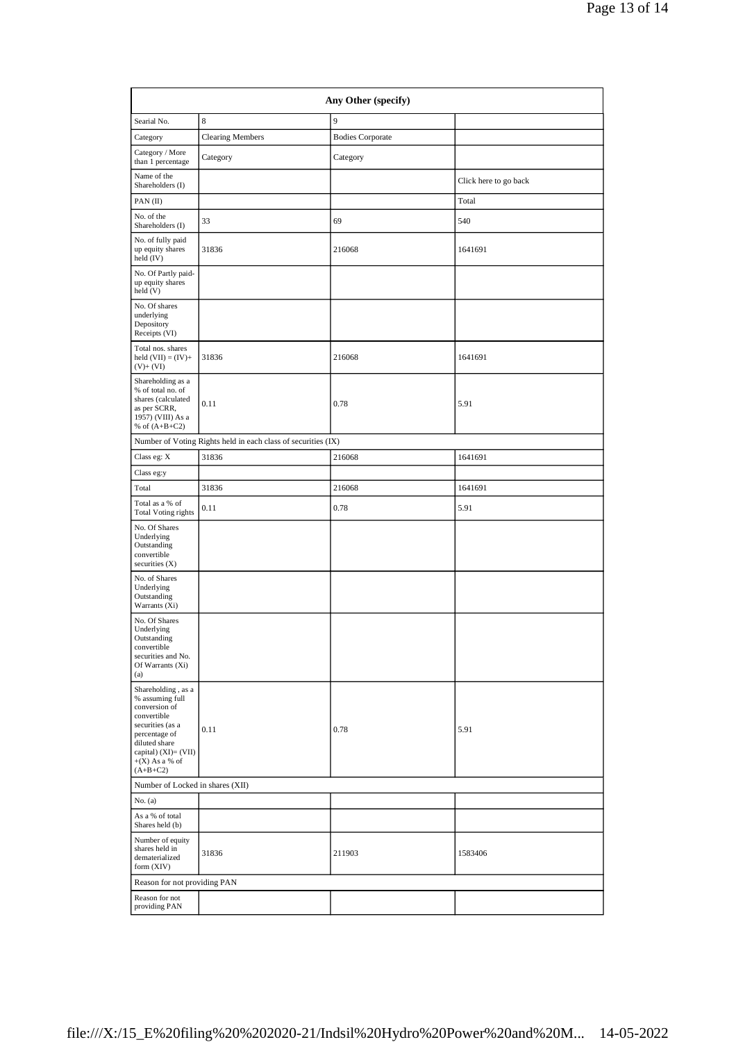| Any Other (specify) | | | |
|---|---|---|---|
| Searial No. | 8 | 9 | |
| Category | Clearing Members | Bodies Corporate | |
| Category / More than 1 percentage | Category | Category | |
| Name of the Shareholders (I) | | | Click here to go back |
| PAN (II) | | | Total |
| No. of the Shareholders (I) | 33 | 69 | 540 |
| No. of fully paid up equity shares held (IV) | 31836 | 216068 | 1641691 |
| No. Of Partly paid-up equity shares held (V) | | | |
| No. Of shares underlying Depository Receipts (VI) | | | |
| Total nos. shares held (VII) = (IV)+ (V)+ (VI) | 31836 | 216068 | 1641691 |
| Shareholding as a % of total no. of shares (calculated as per SCRR, 1957) (VIII) As a % of (A+B+C2) | 0.11 | 0.78 | 5.91 |
| Number of Voting Rights held in each class of securities (IX) | | | |
| Class eg: X | 31836 | 216068 | 1641691 |
| Class eg:y | | | |
| Total | 31836 | 216068 | 1641691 |
| Total as a % of Total Voting rights | 0.11 | 0.78 | 5.91 |
| No. Of Shares Underlying Outstanding convertible securities (X) | | | |
| No. of Shares Underlying Outstanding Warrants (Xi) | | | |
| No. Of Shares Underlying Outstanding convertible securities and No. Of Warrants (Xi) (a) | | | |
| Shareholding , as a % assuming full conversion of convertible securities (as a percentage of diluted share capital) (XI)= (VII) +(X) As a % of (A+B+C2) | 0.11 | 0.78 | 5.91 |
| Number of Locked in shares (XII) | | | |
| No. (a) | | | |
| As a % of total Shares held (b) | | | |
| Number of equity shares held in dematerialized form (XIV) | 31836 | 211903 | 1583406 |
| Reason for not providing PAN | | | |
| Reason for not providing PAN | | | |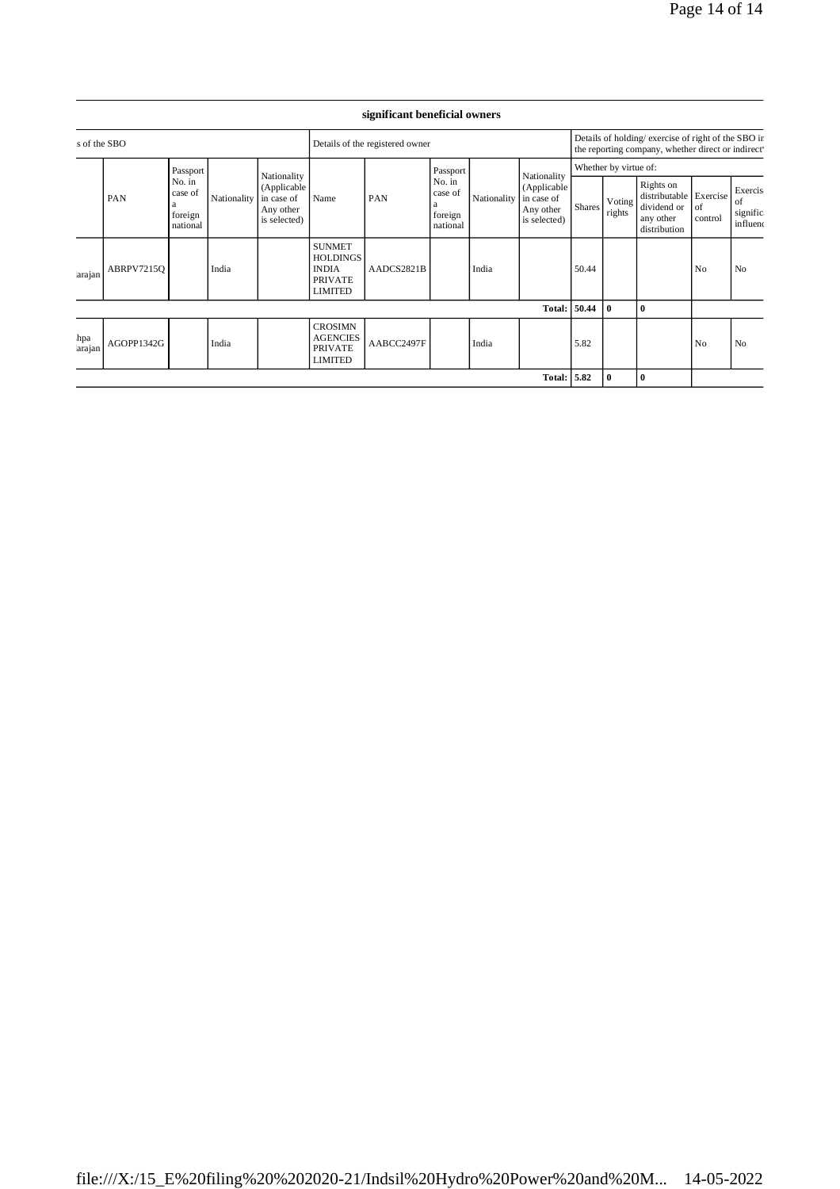**significant beneficial owners**

| s of the SBO | | | | | Details of the registered owner | | | | | Details of holding/ exercise of right of the SBO in the reporting company, whether direct or indirect | | | | |
|---|---|---|---|---|---|---|---|---|---|---|---|---|---|---|
| | PAN | Passport No. in case of a foreign national | Nationality | Nationality (Applicable in case of Any other is selected) | Name | PAN | Passport No. in case of a foreign national | Nationality | Nationality (Applicable in case of Any other is selected) | Whether by virtue of: | | | | |
| | | | | | | | | | | Shares | Voting rights | Rights on distributable dividend or any other distribution | Exercise of control | Exercis of signific influenc |
| arajan | ABRPV7215Q | | India | | SUNMET HOLDINGS INDIA PRIVATE LIMITED | AADCS2821B | | India | | 50.44 | | | No | No |
| | | | | | | | | | Total: | 50.44 | 0 | 0 | | |
| hpa arajan | AGOPP1342G | | India | | CROSIMN AGENCIES PRIVATE LIMITED | AABCC2497F | | India | | 5.82 | | | No | No |
| | | | | | | | | | Total: | 5.82 | 0 | 0 | | |

file:///X:/15_E%20filing%202020-21/Indsil%20Hydro%20Power%20and%20M... 14-05-2022